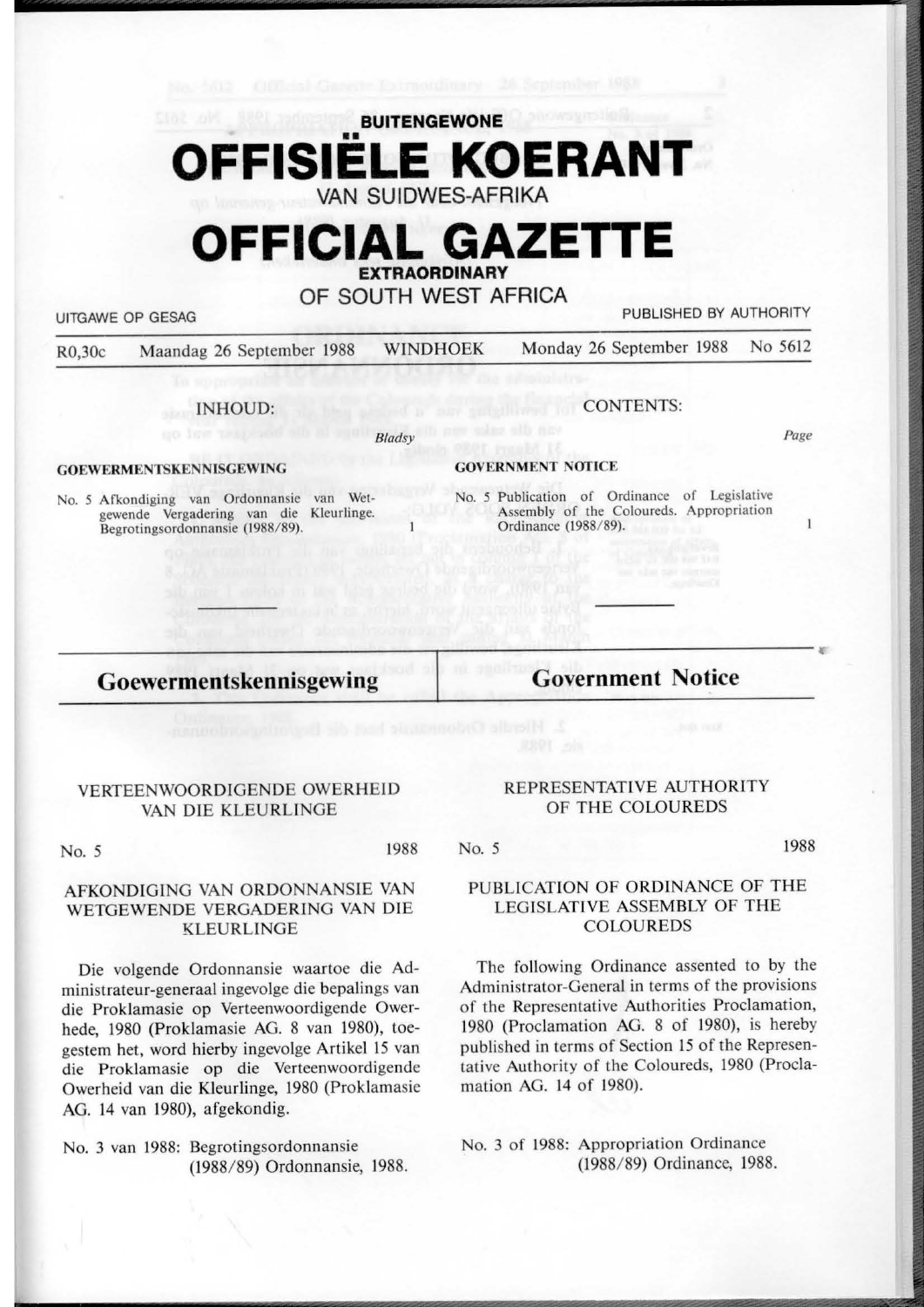BUITENGEWONE

# OFFISIËLE KOERANT

VAN SUIDWES-AFRIKA

# OFFICIAL GAZETTE

EXTRAORDINARY

OF SOUTH WEST AFRICA

UITGAWE OP GESAG — PUBLISHED BY AUTHORITY

R0,30c — Maandag 26 September 1988 — WINDHOEK — Monday 26 September 1988 — No 5612

INHOUD: — *Bladsy*

**GOEWERMENTSKENNISGEWING**

No. 5 Afkondiging van Ordonnansie van Wetgewende Vergadering van die Kleurlinge. Begrotingsordonnansie (1988/89). — 1

CONTENTS: — *Page*

**GOVERNMENT NOTICE**

No. 5 Publication of Ordinance of Legislative Assembly of the Coloureds. Appropriation Ordinance (1988/89). — 1

## Goewermentskennisgewing

VERTEENWOORDIGENDE OWERHEID VAN DIE KLEURLINGE

No. 5 — 1988

AFKONDIGING VAN ORDONNANSIE VAN WETGEWENDE VERGADERING VAN DIE KLEURLINGE

Die volgende Ordonnansie waartoe die Administrateur-generaal ingevolge die bepalings van die Proklamasie op Verteenwoordigende Owerhede, 1980 (Proklamasie AG. 8 van 1980), toegestem het, word hierby ingevolge Artikel 15 van die Proklamasie op die Verteenwoordigende Owerheid van die Kleurlinge, 1980 (Proklamasie AG. 14 van 1980), afgekondig.

No. 3 van 1988: Begrotingsordonnansie (1988/89) Ordonnansie, 1988.

## Government Notice

REPRESENTATIVE AUTHORITY OF THE COLOUREDS

No. 5 — 1988

PUBLICATION OF ORDINANCE OF THE LEGISLATIVE ASSEMBLY OF THE COLOUREDS

The following Ordinance assented to by the Administrator-General in terms of the provisions of the Representative Authorities Proclamation, 1980 (Proclamation AG. 8 of 1980), is hereby published in terms of Section 15 of the Representative Authority of the Coloureds, 1980 (Proclamation AG. 14 of 1980).

No. 3 of 1988: Appropriation Ordinance (1988/89) Ordinance, 1988.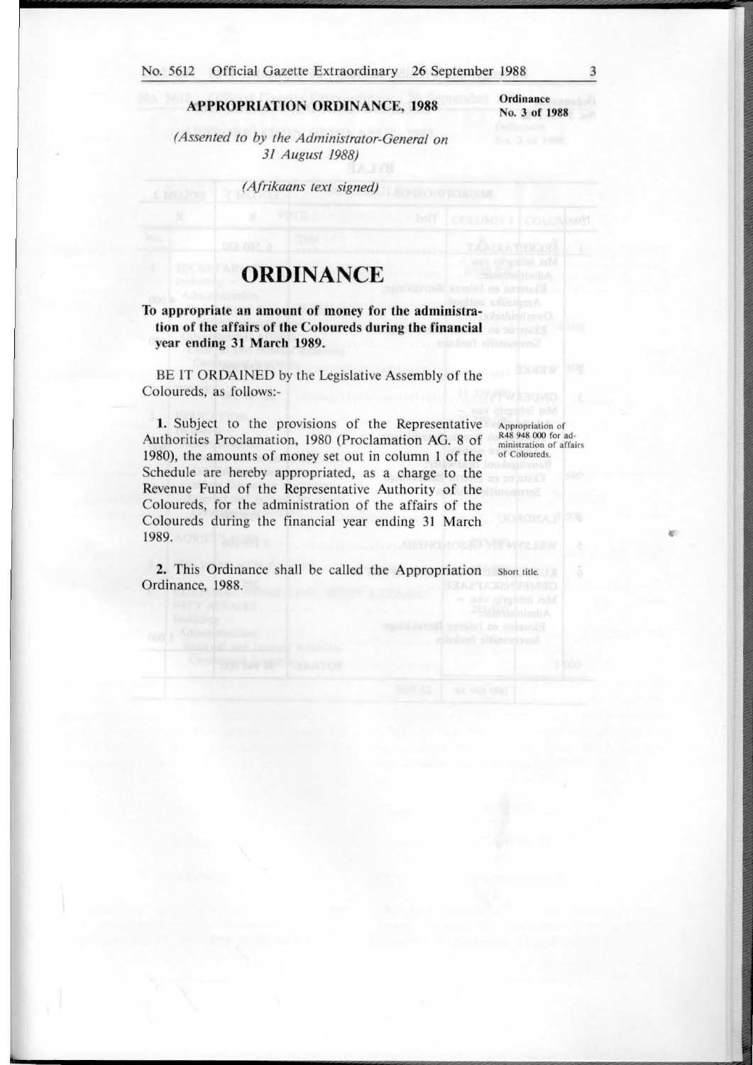**APPROPRIATION ORDINANCE, 1988**

**Ordinance No. 3 of 1988**

*(Assented to by the Administrator-General on 31 August 1988)*

*(Afrikaans text signed)*

# ORDINANCE

**To appropriate an amount of money for the administration of the affairs of the Coloureds during the financial year ending 31 March 1989.**

BE IT ORDAINED by the Legislative Assembly of the Coloureds, as follows:-

Appropriation of R48 948 000 for administration of affairs of Coloureds.

**1.** Subject to the provisions of the Representative Authorities Proclamation, 1980 (Proclamation AG. 8 of 1980), the amounts of money set out in column 1 of the Schedule are hereby appropriated, as a charge to the Revenue Fund of the Representative Authority of the Coloureds, for the administration of the affairs of the Coloureds during the financial year ending 31 March 1989.

Short title.

**2.** This Ordinance shall be called the Appropriation Ordinance, 1988.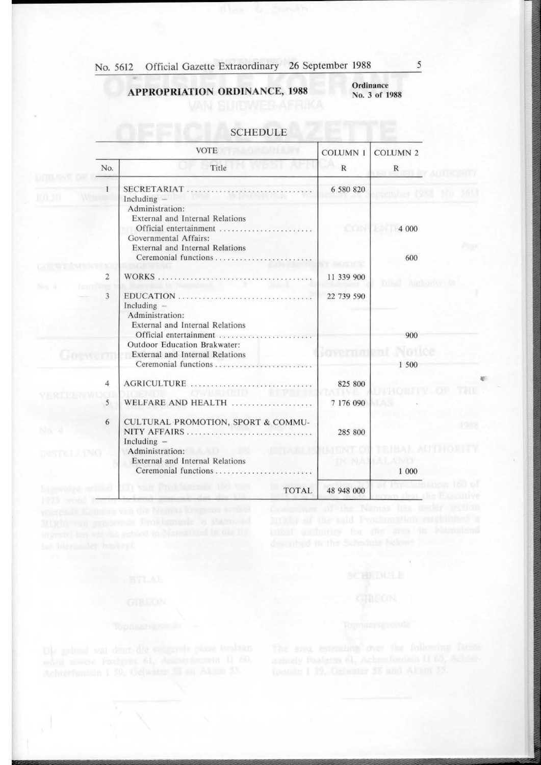**APPROPRIATION ORDINANCE, 1988**

**Ordinance No. 3 of 1988**

## SCHEDULE

| VOTE | | COLUMN 1 | COLUMN 2 |
|---|---|---|---|
| No. | Title | R | R |
| 1 | SECRETARIAT ............................................. | 6 580 820 | |
| | Including – | | |
| | Administration: | | |
| | External and Internal Relations | | |
| | Official entertainment ........................ | | 4 000 |
| | Governmental Affairs: | | |
| | External and Internal Relations | | |
| | Ceremonial functions ........................ | | 600 |
| 2 | WORKS ............................................. | 11 339 900 | |
| 3 | EDUCATION ............................................. | 22 739 590 | |
| | Including – | | |
| | Administration: | | |
| | External and Internal Relations | | |
| | Official entertainment ........................ | | 900 |
| | Outdoor Education Brakwater: | | |
| | External and Internal Relations | | |
| | Ceremonial functions ........................ | | 1 500 |
| 4 | AGRICULTURE ............................................. | 825 800 | |
| 5 | WELFARE AND HEALTH ............................................. | 7 176 090 | |
| 6 | CULTURAL PROMOTION, SPORT & COMMUNITY AFFAIRS ............................................. | 285 800 | |
| | Including – | | |
| | Administration: | | |
| | External and Internal Relations | | |
| | Ceremonial functions ........................ | | 1 000 |
| | TOTAL | 48 948 000 | |